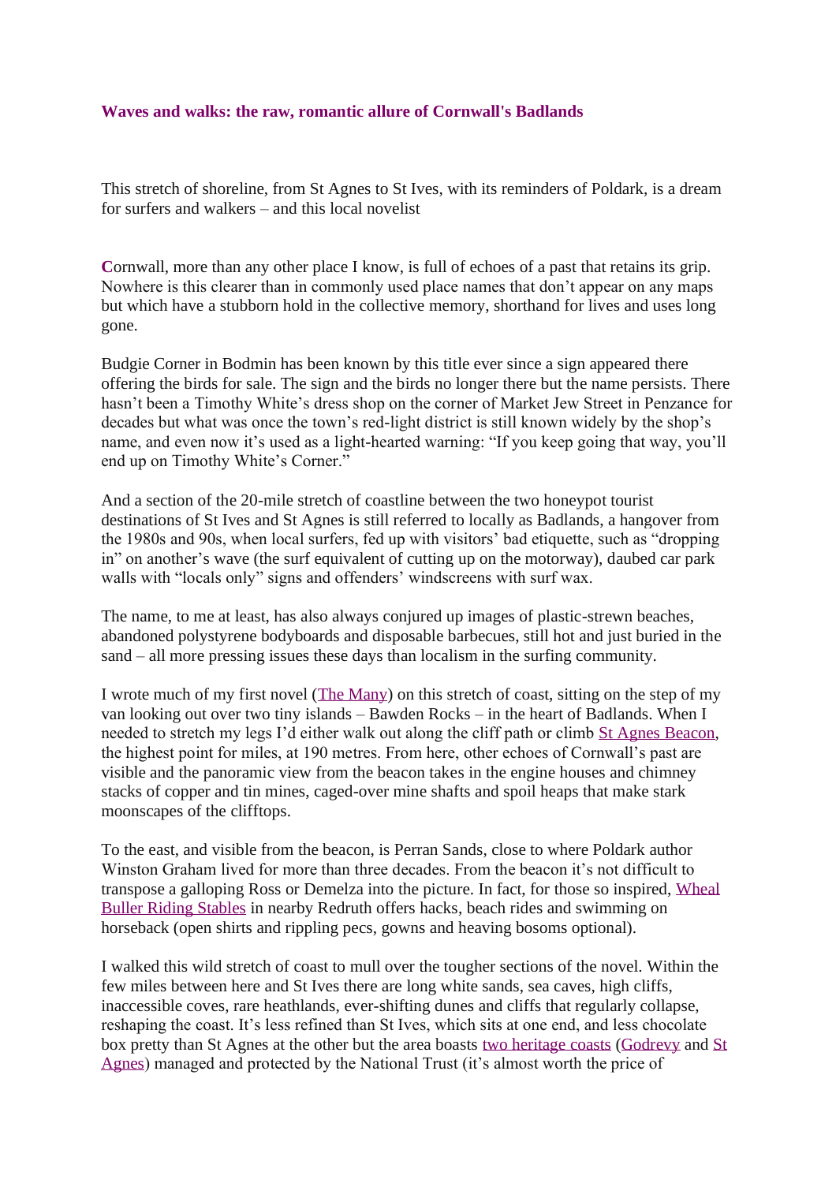# Waves and walks: the raw, romantic allure of Cornwall's Badlands

This stretch of shoreline, from St Agnes to St Ives, with its reminders of Poldark, is a dream for surfers and walkers – and this local novelist

Cornwall, more than any other place I know, is full of echoes of a past that retains its grip. Nowhere is this clearer than in commonly used place names that don't appear on any maps but which have a stubborn hold in the collective memory, shorthand for lives and uses long gone.

Budgie Corner in Bodmin has been known by this title ever since a sign appeared there offering the birds for sale. The sign and the birds no longer there but the name persists. There hasn't been a Timothy White's dress shop on the corner of Market Jew Street in Penzance for decades but what was once the town's red-light district is still known widely by the shop's name, and even now it's used as a light-hearted warning: "If you keep going that way, you'll end up on Timothy White's Corner."

And a section of the 20-mile stretch of coastline between the two honeypot tourist destinations of St Ives and St Agnes is still referred to locally as Badlands, a hangover from the 1980s and 90s, when local surfers, fed up with visitors' bad etiquette, such as "dropping in" on another's wave (the surf equivalent of cutting up on the motorway), daubed car park walls with "locals only" signs and offenders' windscreens with surf wax.

The name, to me at least, has also always conjured up images of plastic-strewn beaches, abandoned polystyrene bodyboards and disposable barbecues, still hot and just buried in the sand – all more pressing issues these days than localism in the surfing community.

I wrote much of my first novel ([The Many]) on this stretch of coast, sitting on the step of my van looking out over two tiny islands – Bawden Rocks – in the heart of Badlands. When I needed to stretch my legs I'd either walk out along the cliff path or climb [St Agnes Beacon], the highest point for miles, at 190 metres. From here, other echoes of Cornwall's past are visible and the panoramic view from the beacon takes in the engine houses and chimney stacks of copper and tin mines, caged-over mine shafts and spoil heaps that make stark moonscapes of the clifftops.

To the east, and visible from the beacon, is Perran Sands, close to where Poldark author Winston Graham lived for more than three decades. From the beacon it's not difficult to transpose a galloping Ross or Demelza into the picture. In fact, for those so inspired, [Wheal Buller Riding Stables] in nearby Redruth offers hacks, beach rides and swimming on horseback (open shirts and rippling pecs, gowns and heaving bosoms optional).

I walked this wild stretch of coast to mull over the tougher sections of the novel. Within the few miles between here and St Ives there are long white sands, sea caves, high cliffs, inaccessible coves, rare heathlands, ever-shifting dunes and cliffs that regularly collapse, reshaping the coast. It's less refined than St Ives, which sits at one end, and less chocolate box pretty than St Agnes at the other but the area boasts [two heritage coasts] ([Godrevy] and [St Agnes]) managed and protected by the National Trust (it's almost worth the price of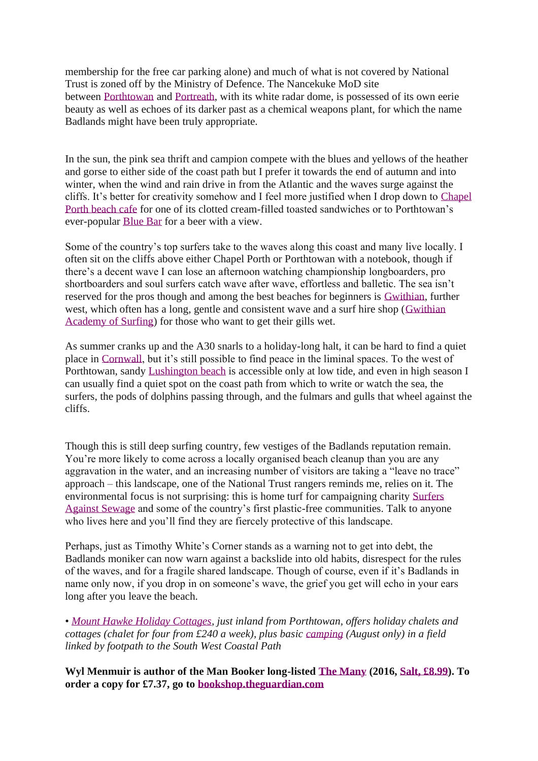membership for the free car parking alone) and much of what is not covered by National Trust is zoned off by the Ministry of Defence. The Nancekuke MoD site between Porthtowan and Portreath, with its white radar dome, is possessed of its own eerie beauty as well as echoes of its darker past as a chemical weapons plant, for which the name Badlands might have been truly appropriate.

In the sun, the pink sea thrift and campion compete with the blues and yellows of the heather and gorse to either side of the coast path but I prefer it towards the end of autumn and into winter, when the wind and rain drive in from the Atlantic and the waves surge against the cliffs. It's better for creativity somehow and I feel more justified when I drop down to Chapel Porth beach cafe for one of its clotted cream-filled toasted sandwiches or to Porthtowan's ever-popular Blue Bar for a beer with a view.

Some of the country's top surfers take to the waves along this coast and many live locally. I often sit on the cliffs above either Chapel Porth or Porthtowan with a notebook, though if there's a decent wave I can lose an afternoon watching championship longboarders, pro shortboarders and soul surfers catch wave after wave, effortless and balletic. The sea isn't reserved for the pros though and among the best beaches for beginners is Gwithian, further west, which often has a long, gentle and consistent wave and a surf hire shop (Gwithian Academy of Surfing) for those who want to get their gills wet.

As summer cranks up and the A30 snarls to a holiday-long halt, it can be hard to find a quiet place in Cornwall, but it's still possible to find peace in the liminal spaces. To the west of Porthtowan, sandy Lushington beach is accessible only at low tide, and even in high season I can usually find a quiet spot on the coast path from which to write or watch the sea, the surfers, the pods of dolphins passing through, and the fulmars and gulls that wheel against the cliffs.

Though this is still deep surfing country, few vestiges of the Badlands reputation remain. You're more likely to come across a locally organised beach cleanup than you are any aggravation in the water, and an increasing number of visitors are taking a "leave no trace" approach – this landscape, one of the National Trust rangers reminds me, relies on it. The environmental focus is not surprising: this is home turf for campaigning charity Surfers Against Sewage and some of the country's first plastic-free communities. Talk to anyone who lives here and you'll find they are fiercely protective of this landscape.

Perhaps, just as Timothy White's Corner stands as a warning not to get into debt, the Badlands moniker can now warn against a backslide into old habits, disrespect for the rules of the waves, and for a fragile shared landscape. Though of course, even if it's Badlands in name only now, if you drop in on someone's wave, the grief you get will echo in your ears long after you leave the beach.

*• Mount Hawke Holiday Cottages, just inland from Porthtowan, offers holiday chalets and cottages (chalet for four from £240 a week), plus basic camping (August only) in a field linked by footpath to the South West Coastal Path*

**Wyl Menmuir is author of the Man Booker long-listed The Many (2016, Salt, £8.99). To order a copy for £7.37, go to bookshop.theguardian.com**